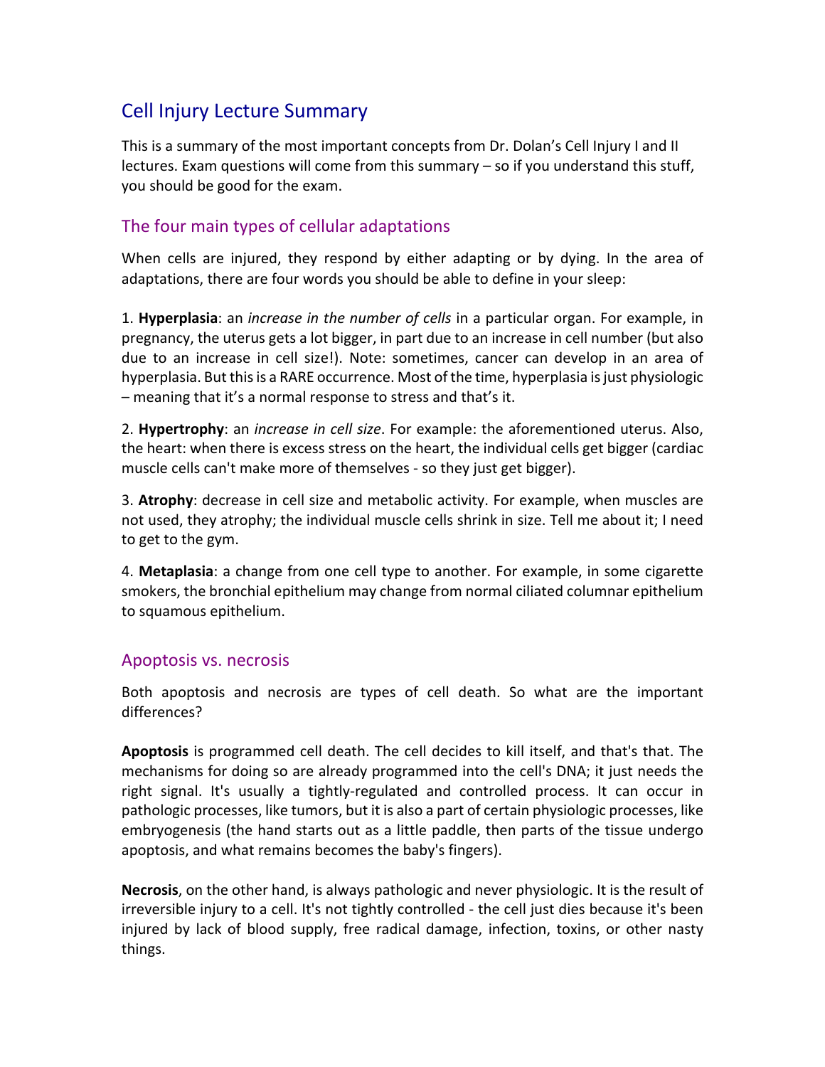# Cell Injury Lecture Summary

This is a summary of the most important concepts from Dr. Dolan's Cell Injury I and II lectures. Exam questions will come from this summary – so if you understand this stuff, you should be good for the exam.

## The four main types of cellular adaptations

When cells are injured, they respond by either adapting or by dying. In the area of adaptations, there are four words you should be able to define in your sleep:

1. **Hyperplasia**: an *increase in the number of cells* in a particular organ. For example, in pregnancy, the uterus gets a lot bigger, in part due to an increase in cell number (but also due to an increase in cell size!). Note: sometimes, cancer can develop in an area of hyperplasia. But this is a RARE occurrence. Most of the time, hyperplasia is just physiologic – meaning that it's a normal response to stress and that's it.

2. **Hypertrophy**: an *increase in cell size*. For example: the aforementioned uterus. Also, the heart: when there is excess stress on the heart, the individual cells get bigger (cardiac muscle cells can't make more of themselves - so they just get bigger).

3. **Atrophy**: decrease in cell size and metabolic activity. For example, when muscles are not used, they atrophy; the individual muscle cells shrink in size. Tell me about it; I need to get to the gym.

4. **Metaplasia**: a change from one cell type to another. For example, in some cigarette smokers, the bronchial epithelium may change from normal ciliated columnar epithelium to squamous epithelium.

## Apoptosis vs. necrosis

Both apoptosis and necrosis are types of cell death. So what are the important differences?

**Apoptosis** is programmed cell death. The cell decides to kill itself, and that's that. The mechanisms for doing so are already programmed into the cell's DNA; it just needs the right signal. It's usually a tightly-regulated and controlled process. It can occur in pathologic processes, like tumors, but it is also a part of certain physiologic processes, like embryogenesis (the hand starts out as a little paddle, then parts of the tissue undergo apoptosis, and what remains becomes the baby's fingers).

**Necrosis**, on the other hand, is always pathologic and never physiologic. It is the result of irreversible injury to a cell. It's not tightly controlled - the cell just dies because it's been injured by lack of blood supply, free radical damage, infection, toxins, or other nasty things.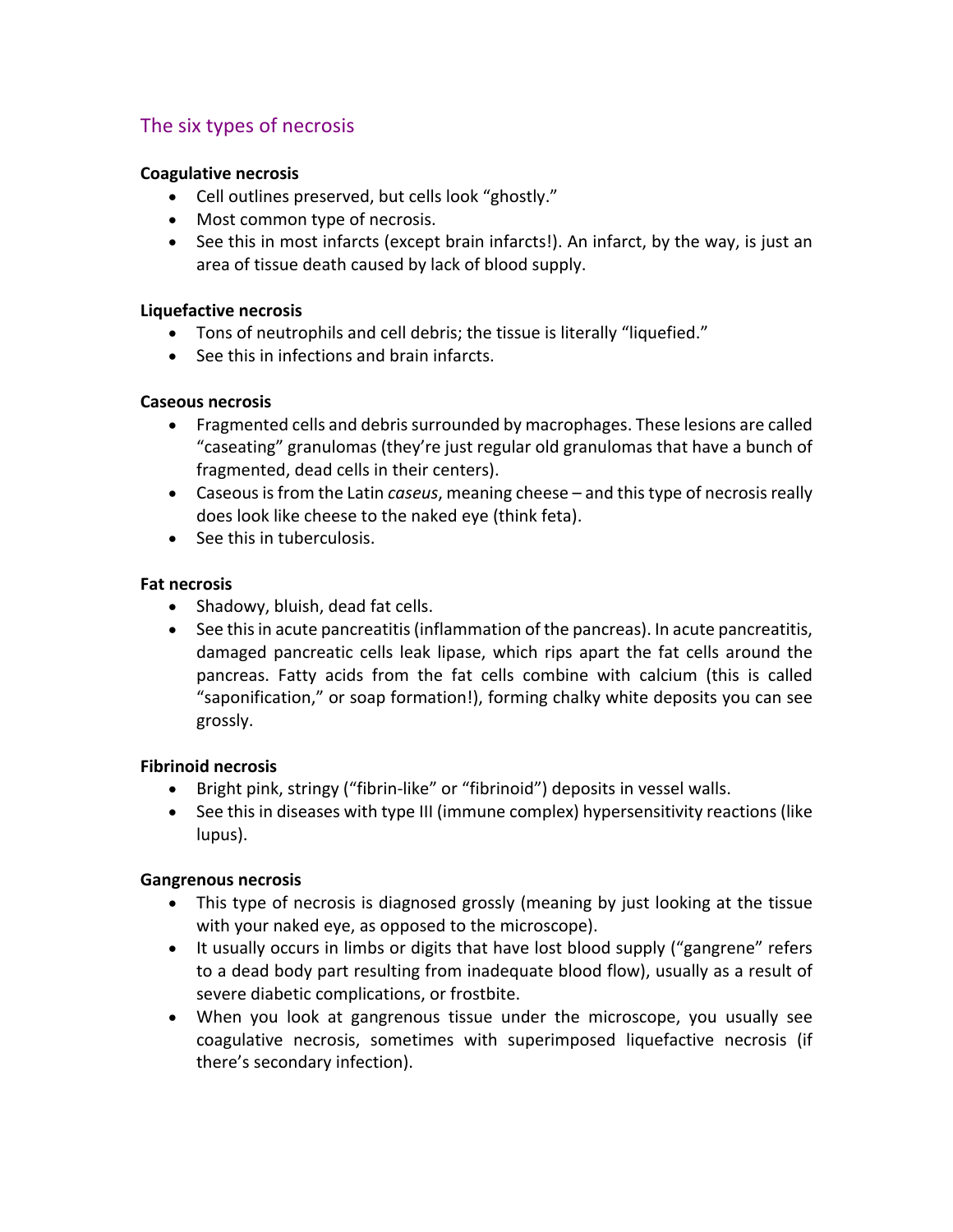## The six types of necrosis

**Coagulative necrosis**

- Cell outlines preserved, but cells look "ghostly."
- Most common type of necrosis.
- See this in most infarcts (except brain infarcts!). An infarct, by the way, is just an area of tissue death caused by lack of blood supply.

**Liquefactive necrosis**

- Tons of neutrophils and cell debris; the tissue is literally "liquefied."
- See this in infections and brain infarcts.

**Caseous necrosis**

- Fragmented cells and debris surrounded by macrophages. These lesions are called "caseating" granulomas (they're just regular old granulomas that have a bunch of fragmented, dead cells in their centers).
- Caseous is from the Latin *caseus*, meaning cheese – and this type of necrosis really does look like cheese to the naked eye (think feta).
- See this in tuberculosis.

**Fat necrosis**

- Shadowy, bluish, dead fat cells.
- See this in acute pancreatitis (inflammation of the pancreas). In acute pancreatitis, damaged pancreatic cells leak lipase, which rips apart the fat cells around the pancreas. Fatty acids from the fat cells combine with calcium (this is called "saponification," or soap formation!), forming chalky white deposits you can see grossly.

**Fibrinoid necrosis**

- Bright pink, stringy ("fibrin-like" or "fibrinoid") deposits in vessel walls.
- See this in diseases with type III (immune complex) hypersensitivity reactions (like lupus).

**Gangrenous necrosis**

- This type of necrosis is diagnosed grossly (meaning by just looking at the tissue with your naked eye, as opposed to the microscope).
- It usually occurs in limbs or digits that have lost blood supply ("gangrene" refers to a dead body part resulting from inadequate blood flow), usually as a result of severe diabetic complications, or frostbite.
- When you look at gangrenous tissue under the microscope, you usually see coagulative necrosis, sometimes with superimposed liquefactive necrosis (if there's secondary infection).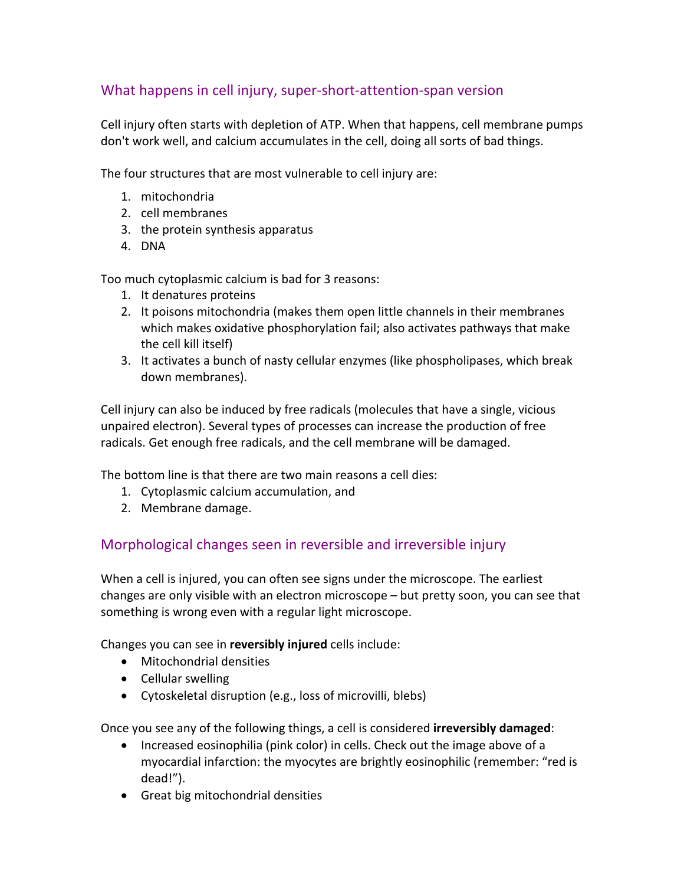## What happens in cell injury, super-short-attention-span version

Cell injury often starts with depletion of ATP. When that happens, cell membrane pumps don't work well, and calcium accumulates in the cell, doing all sorts of bad things.

The four structures that are most vulnerable to cell injury are:

1. mitochondria
2. cell membranes
3. the protein synthesis apparatus
4. DNA

Too much cytoplasmic calcium is bad for 3 reasons:

1. It denatures proteins
2. It poisons mitochondria (makes them open little channels in their membranes which makes oxidative phosphorylation fail; also activates pathways that make the cell kill itself)
3. It activates a bunch of nasty cellular enzymes (like phospholipases, which break down membranes).

Cell injury can also be induced by free radicals (molecules that have a single, vicious unpaired electron). Several types of processes can increase the production of free radicals. Get enough free radicals, and the cell membrane will be damaged.

The bottom line is that there are two main reasons a cell dies:

1. Cytoplasmic calcium accumulation, and
2. Membrane damage.

## Morphological changes seen in reversible and irreversible injury

When a cell is injured, you can often see signs under the microscope. The earliest changes are only visible with an electron microscope – but pretty soon, you can see that something is wrong even with a regular light microscope.

Changes you can see in **reversibly injured** cells include:

- Mitochondrial densities
- Cellular swelling
- Cytoskeletal disruption (e.g., loss of microvilli, blebs)

Once you see any of the following things, a cell is considered **irreversibly damaged**:

- Increased eosinophilia (pink color) in cells. Check out the image above of a myocardial infarction: the myocytes are brightly eosinophilic (remember: "red is dead!").
- Great big mitochondrial densities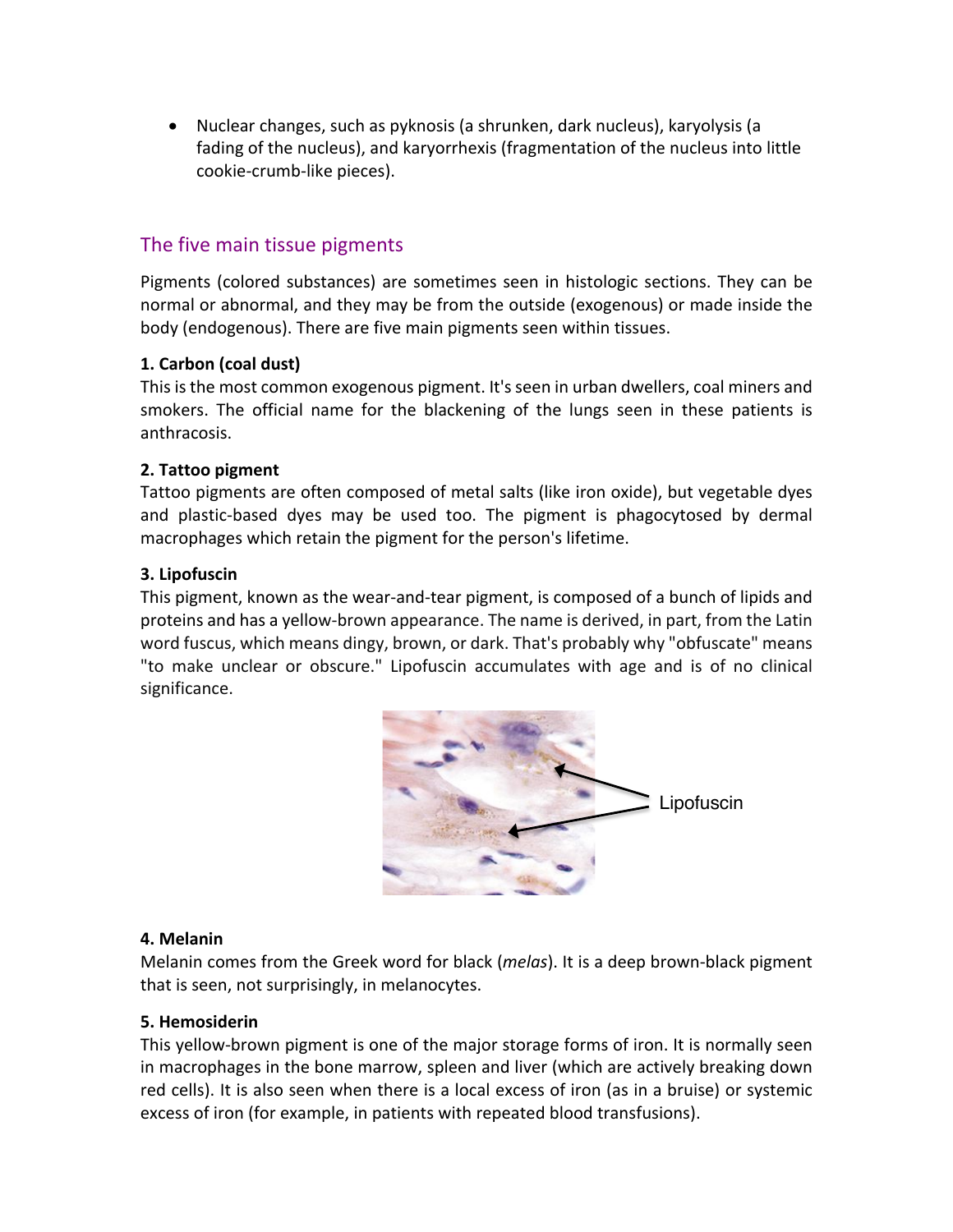- Nuclear changes, such as pyknosis (a shrunken, dark nucleus), karyolysis (a fading of the nucleus), and karyorrhexis (fragmentation of the nucleus into little cookie-crumb-like pieces).

## The five main tissue pigments

Pigments (colored substances) are sometimes seen in histologic sections. They can be normal or abnormal, and they may be from the outside (exogenous) or made inside the body (endogenous). There are five main pigments seen within tissues.

**1. Carbon (coal dust)**
This is the most common exogenous pigment. It's seen in urban dwellers, coal miners and smokers. The official name for the blackening of the lungs seen in these patients is anthracosis.

**2. Tattoo pigment**
Tattoo pigments are often composed of metal salts (like iron oxide), but vegetable dyes and plastic-based dyes may be used too. The pigment is phagocytosed by dermal macrophages which retain the pigment for the person's lifetime.

**3. Lipofuscin**
This pigment, known as the wear-and-tear pigment, is composed of a bunch of lipids and proteins and has a yellow-brown appearance. The name is derived, in part, from the Latin word fuscus, which means dingy, brown, or dark. That's probably why "obfuscate" means "to make unclear or obscure." Lipofuscin accumulates with age and is of no clinical significance.

Lipofuscin

**4. Melanin**
Melanin comes from the Greek word for black (*melas*). It is a deep brown-black pigment that is seen, not surprisingly, in melanocytes.

**5. Hemosiderin**
This yellow-brown pigment is one of the major storage forms of iron. It is normally seen in macrophages in the bone marrow, spleen and liver (which are actively breaking down red cells). It is also seen when there is a local excess of iron (as in a bruise) or systemic excess of iron (for example, in patients with repeated blood transfusions).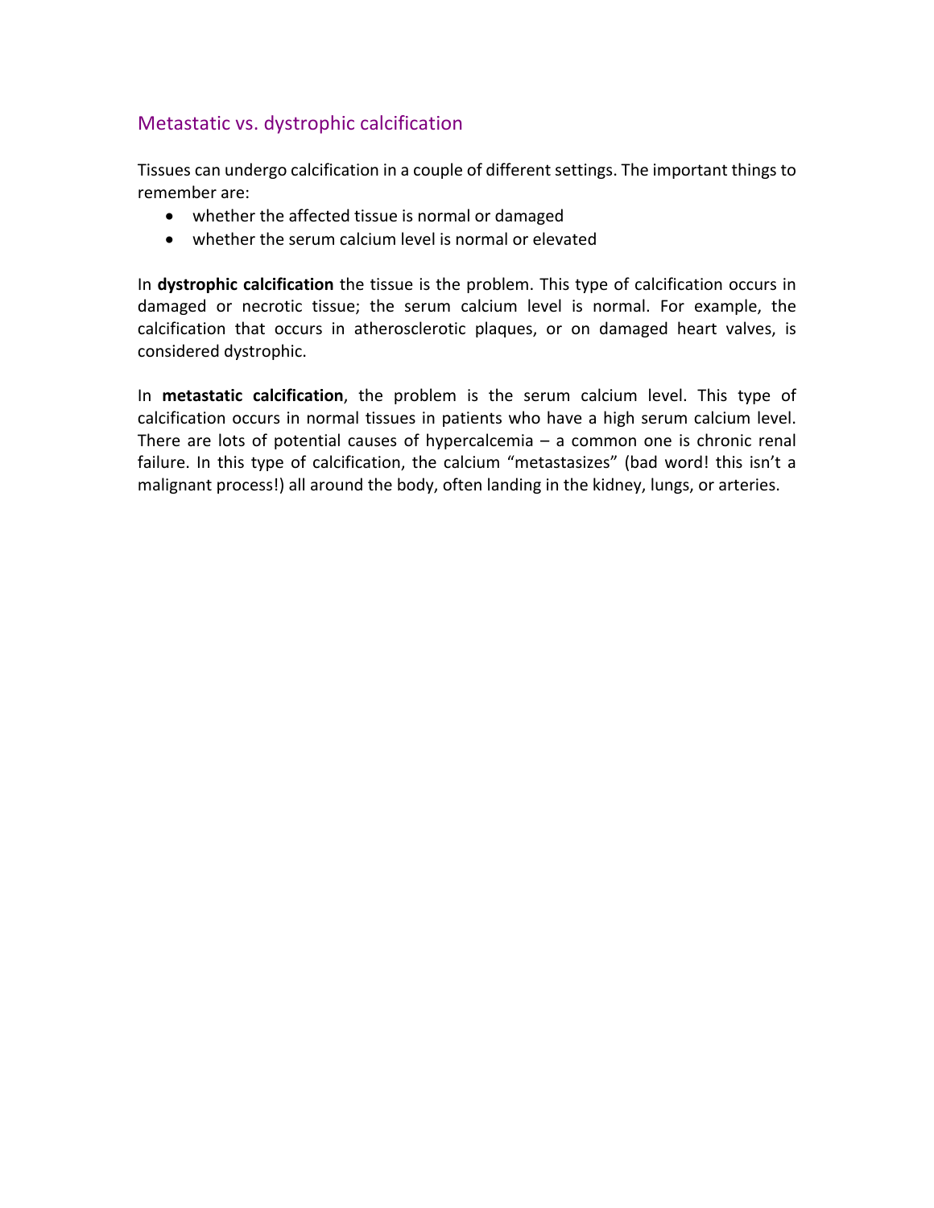## Metastatic vs. dystrophic calcification

Tissues can undergo calcification in a couple of different settings. The important things to remember are:

- whether the affected tissue is normal or damaged
- whether the serum calcium level is normal or elevated

In **dystrophic calcification** the tissue is the problem. This type of calcification occurs in damaged or necrotic tissue; the serum calcium level is normal. For example, the calcification that occurs in atherosclerotic plaques, or on damaged heart valves, is considered dystrophic.

In **metastatic calcification**, the problem is the serum calcium level. This type of calcification occurs in normal tissues in patients who have a high serum calcium level. There are lots of potential causes of hypercalcemia – a common one is chronic renal failure. In this type of calcification, the calcium "metastasizes" (bad word! this isn't a malignant process!) all around the body, often landing in the kidney, lungs, or arteries.